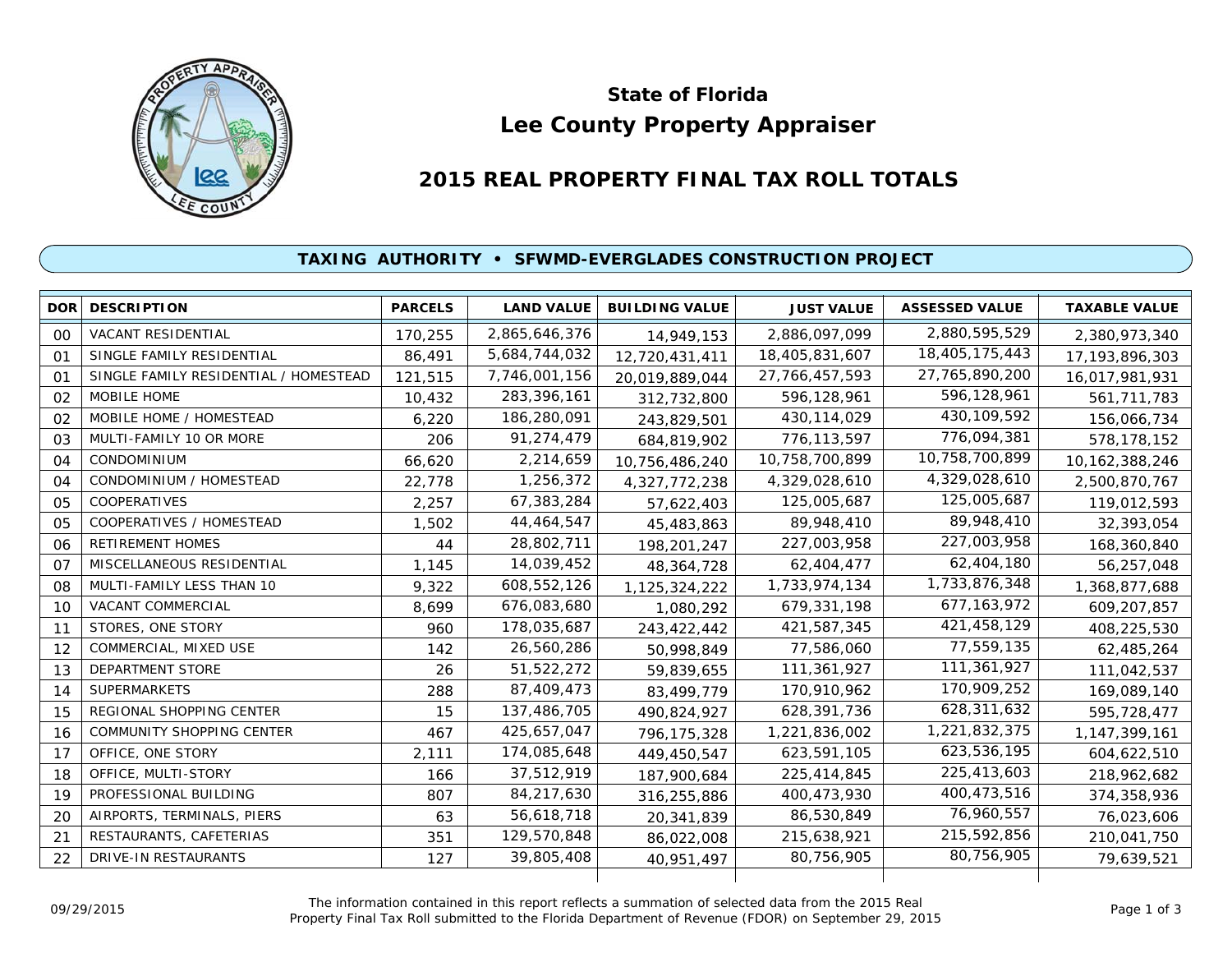# State of Florida

# Lee County Property Appraiser

## 2015 REAL PROPERTY FINAL TAX ROLL TOTALS

### TAXING AUTHORITY • SFWMD-EVERGLADES CONSTRUCTION PROJECT

| DOR | DESCRIPTION | PARCELS | LAND VALUE | BUILDING VALUE | JUST VALUE | ASSESSED VALUE | TAXABLE VALUE |
|---|---|---|---|---|---|---|---|
| 00 | VACANT RESIDENTIAL | 170,255 | 2,865,646,376 | 14,949,153 | 2,886,097,099 | 2,880,595,529 | 2,380,973,340 |
| 01 | SINGLE FAMILY RESIDENTIAL | 86,491 | 5,684,744,032 | 12,720,431,411 | 18,405,831,607 | 18,405,175,443 | 17,193,896,303 |
| 01 | SINGLE FAMILY RESIDENTIAL / HOMESTEAD | 121,515 | 7,746,001,156 | 20,019,889,044 | 27,766,457,593 | 27,765,890,200 | 16,017,981,931 |
| 02 | MOBILE HOME | 10,432 | 283,396,161 | 312,732,800 | 596,128,961 | 596,128,961 | 561,711,783 |
| 02 | MOBILE HOME / HOMESTEAD | 6,220 | 186,280,091 | 243,829,501 | 430,114,029 | 430,109,592 | 156,066,734 |
| 03 | MULTI-FAMILY 10 OR MORE | 206 | 91,274,479 | 684,819,902 | 776,113,597 | 776,094,381 | 578,178,152 |
| 04 | CONDOMINIUM | 66,620 | 2,214,659 | 10,756,486,240 | 10,758,700,899 | 10,758,700,899 | 10,162,388,246 |
| 04 | CONDOMINIUM / HOMESTEAD | 22,778 | 1,256,372 | 4,327,772,238 | 4,329,028,610 | 4,329,028,610 | 2,500,870,767 |
| 05 | COOPERATIVES | 2,257 | 67,383,284 | 57,622,403 | 125,005,687 | 125,005,687 | 119,012,593 |
| 05 | COOPERATIVES / HOMESTEAD | 1,502 | 44,464,547 | 45,483,863 | 89,948,410 | 89,948,410 | 32,393,054 |
| 06 | RETIREMENT HOMES | 44 | 28,802,711 | 198,201,247 | 227,003,958 | 227,003,958 | 168,360,840 |
| 07 | MISCELLANEOUS RESIDENTIAL | 1,145 | 14,039,452 | 48,364,728 | 62,404,477 | 62,404,180 | 56,257,048 |
| 08 | MULTI-FAMILY LESS THAN 10 | 9,322 | 608,552,126 | 1,125,324,222 | 1,733,974,134 | 1,733,876,348 | 1,368,877,688 |
| 10 | VACANT COMMERCIAL | 8,699 | 676,083,680 | 1,080,292 | 679,331,198 | 677,163,972 | 609,207,857 |
| 11 | STORES, ONE STORY | 960 | 178,035,687 | 243,422,442 | 421,587,345 | 421,458,129 | 408,225,530 |
| 12 | COMMERCIAL, MIXED USE | 142 | 26,560,286 | 50,998,849 | 77,586,060 | 77,559,135 | 62,485,264 |
| 13 | DEPARTMENT STORE | 26 | 51,522,272 | 59,839,655 | 111,361,927 | 111,361,927 | 111,042,537 |
| 14 | SUPERMARKETS | 288 | 87,409,473 | 83,499,779 | 170,910,962 | 170,909,252 | 169,089,140 |
| 15 | REGIONAL SHOPPING CENTER | 15 | 137,486,705 | 490,824,927 | 628,391,736 | 628,311,632 | 595,728,477 |
| 16 | COMMUNITY SHOPPING CENTER | 467 | 425,657,047 | 796,175,328 | 1,221,836,002 | 1,221,832,375 | 1,147,399,161 |
| 17 | OFFICE, ONE STORY | 2,111 | 174,085,648 | 449,450,547 | 623,591,105 | 623,536,195 | 604,622,510 |
| 18 | OFFICE, MULTI-STORY | 166 | 37,512,919 | 187,900,684 | 225,414,845 | 225,413,603 | 218,962,682 |
| 19 | PROFESSIONAL BUILDING | 807 | 84,217,630 | 316,255,886 | 400,473,930 | 400,473,516 | 374,358,936 |
| 20 | AIRPORTS, TERMINALS, PIERS | 63 | 56,618,718 | 20,341,839 | 86,530,849 | 76,960,557 | 76,023,606 |
| 21 | RESTAURANTS, CAFETERIAS | 351 | 129,570,848 | 86,022,008 | 215,638,921 | 215,592,856 | 210,041,750 |
| 22 | DRIVE-IN RESTAURANTS | 127 | 39,805,408 | 40,951,497 | 80,756,905 | 80,756,905 | 79,639,521 |

09/29/2015

The information contained in this report reflects a summation of selected data from the 2015 Real Property Final Tax Roll submitted to the Florida Department of Revenue (FDOR) on September 29, 2015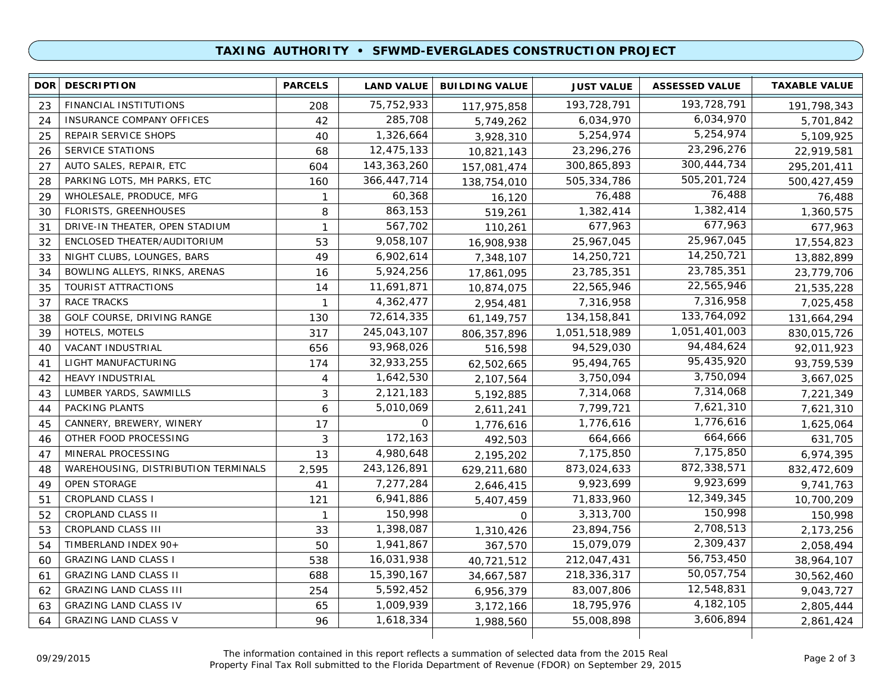## TAXING AUTHORITY • SFWMD-EVERGLADES CONSTRUCTION PROJECT

| DOR | DESCRIPTION | PARCELS | LAND VALUE | BUILDING VALUE | JUST VALUE | ASSESSED VALUE | TAXABLE VALUE |
|---|---|---|---|---|---|---|---|
| 23 | FINANCIAL INSTITUTIONS | 208 | 75,752,933 | 117,975,858 | 193,728,791 | 193,728,791 | 191,798,343 |
| 24 | INSURANCE COMPANY OFFICES | 42 | 285,708 | 5,749,262 | 6,034,970 | 6,034,970 | 5,701,842 |
| 25 | REPAIR SERVICE SHOPS | 40 | 1,326,664 | 3,928,310 | 5,254,974 | 5,254,974 | 5,109,925 |
| 26 | SERVICE STATIONS | 68 | 12,475,133 | 10,821,143 | 23,296,276 | 23,296,276 | 22,919,581 |
| 27 | AUTO SALES, REPAIR, ETC | 604 | 143,363,260 | 157,081,474 | 300,865,893 | 300,444,734 | 295,201,411 |
| 28 | PARKING LOTS, MH PARKS, ETC | 160 | 366,447,714 | 138,754,010 | 505,334,786 | 505,201,724 | 500,427,459 |
| 29 | WHOLESALE, PRODUCE, MFG | 1 | 60,368 | 16,120 | 76,488 | 76,488 | 76,488 |
| 30 | FLORISTS, GREENHOUSES | 8 | 863,153 | 519,261 | 1,382,414 | 1,382,414 | 1,360,575 |
| 31 | DRIVE-IN THEATER, OPEN STADIUM | 1 | 567,702 | 110,261 | 677,963 | 677,963 | 677,963 |
| 32 | ENCLOSED THEATER/AUDITORIUM | 53 | 9,058,107 | 16,908,938 | 25,967,045 | 25,967,045 | 17,554,823 |
| 33 | NIGHT CLUBS, LOUNGES, BARS | 49 | 6,902,614 | 7,348,107 | 14,250,721 | 14,250,721 | 13,882,899 |
| 34 | BOWLING ALLEYS, RINKS, ARENAS | 16 | 5,924,256 | 17,861,095 | 23,785,351 | 23,785,351 | 23,779,706 |
| 35 | TOURIST ATTRACTIONS | 14 | 11,691,871 | 10,874,075 | 22,565,946 | 22,565,946 | 21,535,228 |
| 37 | RACE TRACKS | 1 | 4,362,477 | 2,954,481 | 7,316,958 | 7,316,958 | 7,025,458 |
| 38 | GOLF COURSE, DRIVING RANGE | 130 | 72,614,335 | 61,149,757 | 134,158,841 | 133,764,092 | 131,664,294 |
| 39 | HOTELS, MOTELS | 317 | 245,043,107 | 806,357,896 | 1,051,518,989 | 1,051,401,003 | 830,015,726 |
| 40 | VACANT INDUSTRIAL | 656 | 93,968,026 | 516,598 | 94,529,030 | 94,484,624 | 92,011,923 |
| 41 | LIGHT MANUFACTURING | 174 | 32,933,255 | 62,502,665 | 95,494,765 | 95,435,920 | 93,759,539 |
| 42 | HEAVY INDUSTRIAL | 4 | 1,642,530 | 2,107,564 | 3,750,094 | 3,750,094 | 3,667,025 |
| 43 | LUMBER YARDS, SAWMILLS | 3 | 2,121,183 | 5,192,885 | 7,314,068 | 7,314,068 | 7,221,349 |
| 44 | PACKING PLANTS | 6 | 5,010,069 | 2,611,241 | 7,799,721 | 7,621,310 | 7,621,310 |
| 45 | CANNERY, BREWERY, WINERY | 17 | 0 | 1,776,616 | 1,776,616 | 1,776,616 | 1,625,064 |
| 46 | OTHER FOOD PROCESSING | 3 | 172,163 | 492,503 | 664,666 | 664,666 | 631,705 |
| 47 | MINERAL PROCESSING | 13 | 4,980,648 | 2,195,202 | 7,175,850 | 7,175,850 | 6,974,395 |
| 48 | WAREHOUSING, DISTRIBUTION TERMINALS | 2,595 | 243,126,891 | 629,211,680 | 873,024,633 | 872,338,571 | 832,472,609 |
| 49 | OPEN STORAGE | 41 | 7,277,284 | 2,646,415 | 9,923,699 | 9,923,699 | 9,741,763 |
| 51 | CROPLAND CLASS I | 121 | 6,941,886 | 5,407,459 | 71,833,960 | 12,349,345 | 10,700,209 |
| 52 | CROPLAND CLASS II | 1 | 150,998 | 0 | 3,313,700 | 150,998 | 150,998 |
| 53 | CROPLAND CLASS III | 33 | 1,398,087 | 1,310,426 | 23,894,756 | 2,708,513 | 2,173,256 |
| 54 | TIMBERLAND INDEX 90+ | 50 | 1,941,867 | 367,570 | 15,079,079 | 2,309,437 | 2,058,494 |
| 60 | GRAZING LAND CLASS I | 538 | 16,031,938 | 40,721,512 | 212,047,431 | 56,753,450 | 38,964,107 |
| 61 | GRAZING LAND CLASS II | 688 | 15,390,167 | 34,667,587 | 218,336,317 | 50,057,754 | 30,562,460 |
| 62 | GRAZING LAND CLASS III | 254 | 5,592,452 | 6,956,379 | 83,007,806 | 12,548,831 | 9,043,727 |
| 63 | GRAZING LAND CLASS IV | 65 | 1,009,939 | 3,172,166 | 18,795,976 | 4,182,105 | 2,805,444 |
| 64 | GRAZING LAND CLASS V | 96 | 1,618,334 | 1,988,560 | 55,008,898 | 3,606,894 | 2,861,424 |

09/29/2015

The information contained in this report reflects a summation of selected data from the 2015 Real Property Final Tax Roll submitted to the Florida Department of Revenue (FDOR) on September 29, 2015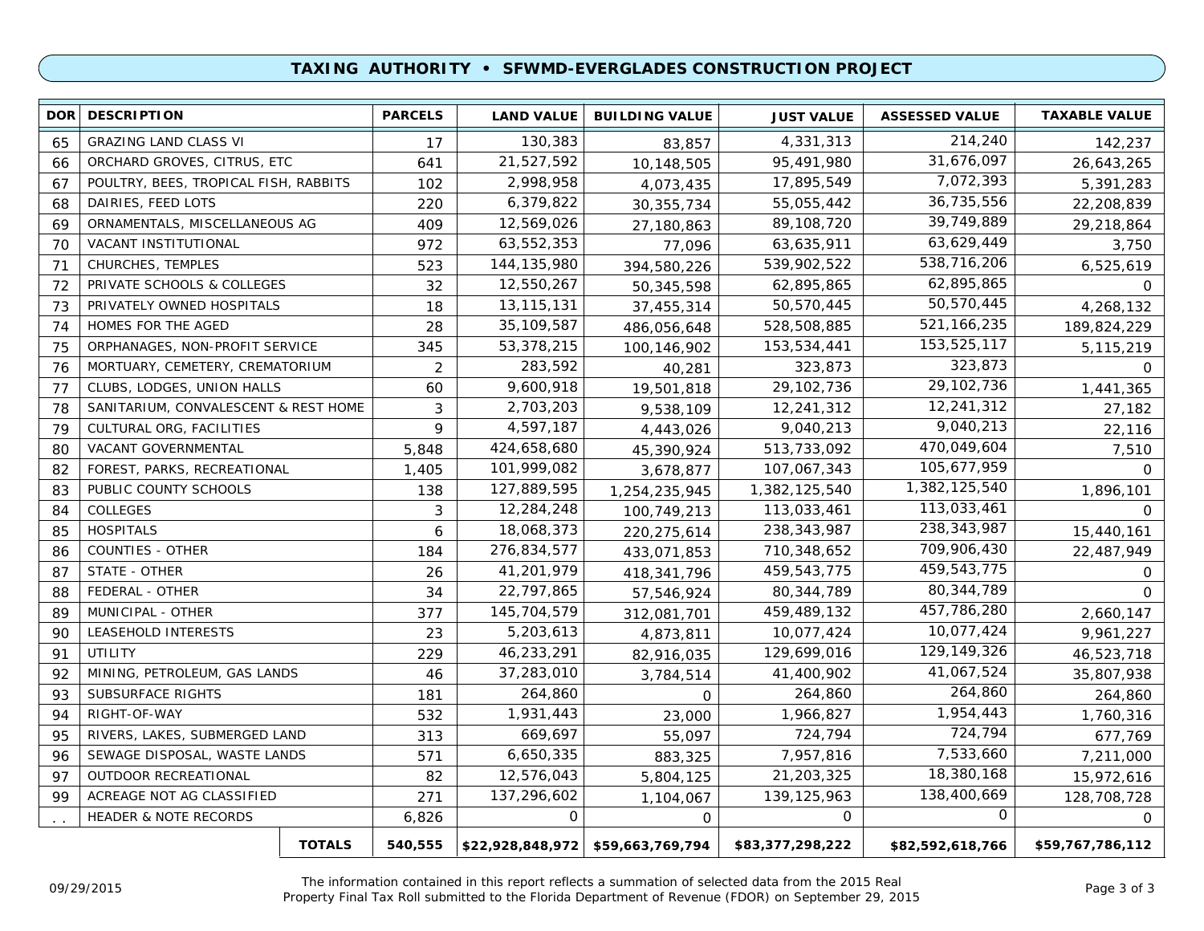## TAXING AUTHORITY • SFWMD-EVERGLADES CONSTRUCTION PROJECT

| DOR | DESCRIPTION | PARCELS | LAND VALUE | BUILDING VALUE | JUST VALUE | ASSESSED VALUE | TAXABLE VALUE |
|---|---|---|---|---|---|---|---|
| 65 | GRAZING LAND CLASS VI | 17 | 130,383 | 83,857 | 4,331,313 | 214,240 | 142,237 |
| 66 | ORCHARD GROVES, CITRUS, ETC | 641 | 21,527,592 | 10,148,505 | 95,491,980 | 31,676,097 | 26,643,265 |
| 67 | POULTRY, BEES, TROPICAL FISH, RABBITS | 102 | 2,998,958 | 4,073,435 | 17,895,549 | 7,072,393 | 5,391,283 |
| 68 | DAIRIES, FEED LOTS | 220 | 6,379,822 | 30,355,734 | 55,055,442 | 36,735,556 | 22,208,839 |
| 69 | ORNAMENTALS, MISCELLANEOUS AG | 409 | 12,569,026 | 27,180,863 | 89,108,720 | 39,749,889 | 29,218,864 |
| 70 | VACANT INSTITUTIONAL | 972 | 63,552,353 | 77,096 | 63,635,911 | 63,629,449 | 3,750 |
| 71 | CHURCHES, TEMPLES | 523 | 144,135,980 | 394,580,226 | 539,902,522 | 538,716,206 | 6,525,619 |
| 72 | PRIVATE SCHOOLS & COLLEGES | 32 | 12,550,267 | 50,345,598 | 62,895,865 | 62,895,865 | 0 |
| 73 | PRIVATELY OWNED HOSPITALS | 18 | 13,115,131 | 37,455,314 | 50,570,445 | 50,570,445 | 4,268,132 |
| 74 | HOMES FOR THE AGED | 28 | 35,109,587 | 486,056,648 | 528,508,885 | 521,166,235 | 189,824,229 |
| 75 | ORPHANAGES, NON-PROFIT SERVICE | 345 | 53,378,215 | 100,146,902 | 153,534,441 | 153,525,117 | 5,115,219 |
| 76 | MORTUARY, CEMETERY, CREMATORIUM | 2 | 283,592 | 40,281 | 323,873 | 323,873 | 0 |
| 77 | CLUBS, LODGES, UNION HALLS | 60 | 9,600,918 | 19,501,818 | 29,102,736 | 29,102,736 | 1,441,365 |
| 78 | SANITARIUM, CONVALESCENT & REST HOME | 3 | 2,703,203 | 9,538,109 | 12,241,312 | 12,241,312 | 27,182 |
| 79 | CULTURAL ORG, FACILITIES | 9 | 4,597,187 | 4,443,026 | 9,040,213 | 9,040,213 | 22,116 |
| 80 | VACANT GOVERNMENTAL | 5,848 | 424,658,680 | 45,390,924 | 513,733,092 | 470,049,604 | 7,510 |
| 82 | FOREST, PARKS, RECREATIONAL | 1,405 | 101,999,082 | 3,678,877 | 107,067,343 | 105,677,959 | 0 |
| 83 | PUBLIC COUNTY SCHOOLS | 138 | 127,889,595 | 1,254,235,945 | 1,382,125,540 | 1,382,125,540 | 1,896,101 |
| 84 | COLLEGES | 3 | 12,284,248 | 100,749,213 | 113,033,461 | 113,033,461 | 0 |
| 85 | HOSPITALS | 6 | 18,068,373 | 220,275,614 | 238,343,987 | 238,343,987 | 15,440,161 |
| 86 | COUNTIES - OTHER | 184 | 276,834,577 | 433,071,853 | 710,348,652 | 709,906,430 | 22,487,949 |
| 87 | STATE - OTHER | 26 | 41,201,979 | 418,341,796 | 459,543,775 | 459,543,775 | 0 |
| 88 | FEDERAL - OTHER | 34 | 22,797,865 | 57,546,924 | 80,344,789 | 80,344,789 | 0 |
| 89 | MUNICIPAL - OTHER | 377 | 145,704,579 | 312,081,701 | 459,489,132 | 457,786,280 | 2,660,147 |
| 90 | LEASEHOLD INTERESTS | 23 | 5,203,613 | 4,873,811 | 10,077,424 | 10,077,424 | 9,961,227 |
| 91 | UTILITY | 229 | 46,233,291 | 82,916,035 | 129,699,016 | 129,149,326 | 46,523,718 |
| 92 | MINING, PETROLEUM, GAS LANDS | 46 | 37,283,010 | 3,784,514 | 41,400,902 | 41,067,524 | 35,807,938 |
| 93 | SUBSURFACE RIGHTS | 181 | 264,860 | 0 | 264,860 | 264,860 | 264,860 |
| 94 | RIGHT-OF-WAY | 532 | 1,931,443 | 23,000 | 1,966,827 | 1,954,443 | 1,760,316 |
| 95 | RIVERS, LAKES, SUBMERGED LAND | 313 | 669,697 | 55,097 | 724,794 | 724,794 | 677,769 |
| 96 | SEWAGE DISPOSAL, WASTE LANDS | 571 | 6,650,335 | 883,325 | 7,957,816 | 7,533,660 | 7,211,000 |
| 97 | OUTDOOR RECREATIONAL | 82 | 12,576,043 | 5,804,125 | 21,203,325 | 18,380,168 | 15,972,616 |
| 99 | ACREAGE NOT AG CLASSIFIED | 271 | 137,296,602 | 1,104,067 | 139,125,963 | 138,400,669 | 128,708,728 |
| .. | HEADER & NOTE RECORDS | 6,826 | 0 | 0 | 0 | 0 | 0 |
| | **TOTALS** | **540,555** | **$22,928,848,972** | **$59,663,769,794** | **$83,377,298,222** | **$82,592,618,766** | **$59,767,786,112** |

09/29/2015

The information contained in this report reflects a summation of selected data from the 2015 Real Property Final Tax Roll submitted to the Florida Department of Revenue (FDOR) on September 29, 2015